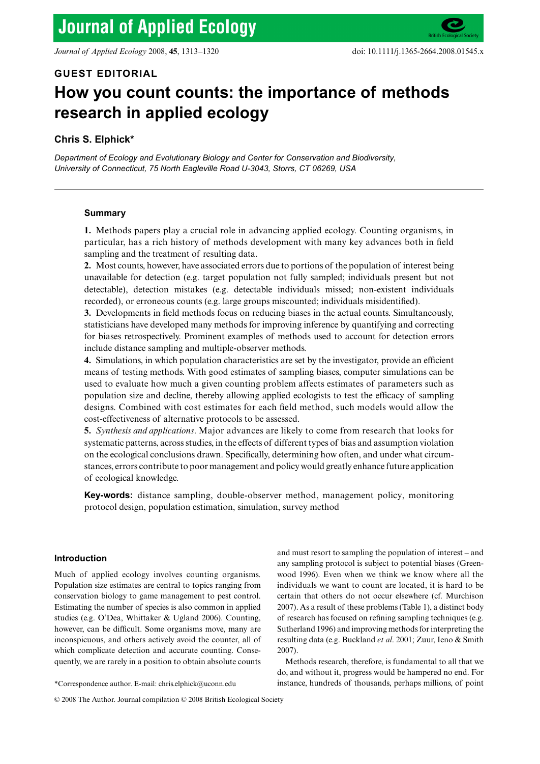GUEST EDITORIAL

# How you count counts: the importance of methods research in applied ecology

**Chris S. Elphick***

*Department of Ecology and Evolutionary Biology and Center for Conservation and Biodiversity, University of Connecticut, 75 North Eagleville Road U-3043, Storrs, CT 06269, USA*

---

### Summary

**1.** Methods papers play a crucial role in advancing applied ecology. Counting organisms, in particular, has a rich history of methods development with many key advances both in field sampling and the treatment of resulting data.

**2.** Most counts, however, have associated errors due to portions of the population of interest being unavailable for detection (e.g. target population not fully sampled; individuals present but not detectable), detection mistakes (e.g. detectable individuals missed; non-existent individuals recorded), or erroneous counts (e.g. large groups miscounted; individuals misidentified).

**3.** Developments in field methods focus on reducing biases in the actual counts. Simultaneously, statisticians have developed many methods for improving inference by quantifying and correcting for biases retrospectively. Prominent examples of methods used to account for detection errors include distance sampling and multiple-observer methods.

**4.** Simulations, in which population characteristics are set by the investigator, provide an efficient means of testing methods. With good estimates of sampling biases, computer simulations can be used to evaluate how much a given counting problem affects estimates of parameters such as population size and decline, thereby allowing applied ecologists to test the efficacy of sampling designs. Combined with cost estimates for each field method, such models would allow the cost-effectiveness of alternative protocols to be assessed.

**5.** *Synthesis and applications*. Major advances are likely to come from research that looks for systematic patterns, across studies, in the effects of different types of bias and assumption violation on the ecological conclusions drawn. Specifically, determining how often, and under what circumstances, errors contribute to poor management and policy would greatly enhance future application of ecological knowledge.

**Key-words:** distance sampling, double-observer method, management policy, monitoring protocol design, population estimation, simulation, survey method

### Introduction

Much of applied ecology involves counting organisms. Population size estimates are central to topics ranging from conservation biology to game management to pest control. Estimating the number of species is also common in applied studies (e.g. O'Dea, Whittaker & Ugland 2006). Counting, however, can be difficult. Some organisms move, many are inconspicuous, and others actively avoid the counter, all of which complicate detection and accurate counting. Consequently, we are rarely in a position to obtain absolute counts and must resort to sampling the population of interest – and any sampling protocol is subject to potential biases (Greenwood 1996). Even when we think we know where all the individuals we want to count are located, it is hard to be certain that others do not occur elsewhere (cf. Murchison 2007). As a result of these problems (Table 1), a distinct body of research has focused on refining sampling techniques (e.g. Sutherland 1996) and improving methods for interpreting the resulting data (e.g. Buckland *et al*. 2001; Zuur, Ieno & Smith 2007).

Methods research, therefore, is fundamental to all that we do, and without it, progress would be hampered no end. For instance, hundreds of thousands, perhaps millions, of point

*Correspondence author. E-mail: chris.elphick@uconn.edu

© 2008 The Author. Journal compilation © 2008 British Ecological Society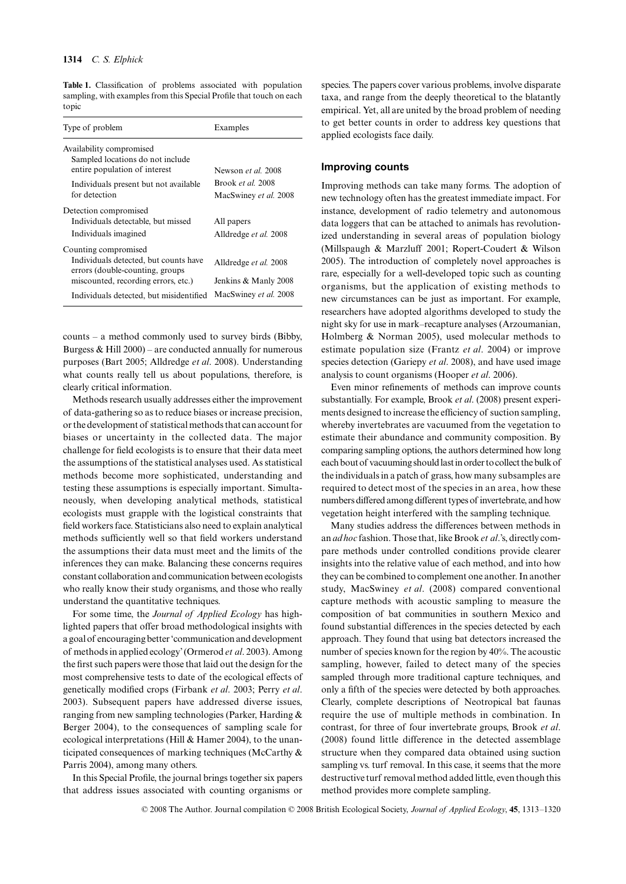**Table 1.** Classification of problems associated with population sampling, with examples from this Special Profile that touch on each topic

| Type of problem | Examples |
|---|---|
| Availability compromised | |
| Sampled locations do not include entire population of interest | Newson *et al.* 2008 |
| Individuals present but not available for detection | Brook *et al.* 2008 |
| | MacSwiney *et al.* 2008 |
| Detection compromised | |
| Individuals detectable, but missed | All papers |
| Individuals imagined | Alldredge *et al.* 2008 |
| Counting compromised | |
| Individuals detected, but counts have errors (double-counting, groups miscounted, recording errors, etc.) | Alldredge *et al.* 2008 |
| | Jenkins & Manly 2008 |
| Individuals detected, but misidentified | MacSwiney *et al.* 2008 |

counts – a method commonly used to survey birds (Bibby, Burgess & Hill 2000) – are conducted annually for numerous purposes (Bart 2005; Alldredge *et al*. 2008). Understanding what counts really tell us about populations, therefore, is clearly critical information.

Methods research usually addresses either the improvement of data-gathering so as to reduce biases or increase precision, or the development of statistical methods that can account for biases or uncertainty in the collected data. The major challenge for field ecologists is to ensure that their data meet the assumptions of the statistical analyses used. As statistical methods become more sophisticated, understanding and testing these assumptions is especially important. Simultaneously, when developing analytical methods, statistical ecologists must grapple with the logistical constraints that field workers face. Statisticians also need to explain analytical methods sufficiently well so that field workers understand the assumptions their data must meet and the limits of the inferences they can make. Balancing these concerns requires constant collaboration and communication between ecologists who really know their study organisms, and those who really understand the quantitative techniques.

For some time, the *Journal of Applied Ecology* has highlighted papers that offer broad methodological insights with a goal of encouraging better 'communication and development of methods in applied ecology' (Ormerod *et al*. 2003). Among the first such papers were those that laid out the design for the most comprehensive tests to date of the ecological effects of genetically modified crops (Firbank *et al*. 2003; Perry *et al*. 2003). Subsequent papers have addressed diverse issues, ranging from new sampling technologies (Parker, Harding & Berger 2004), to the consequences of sampling scale for ecological interpretations (Hill & Hamer 2004), to the unanticipated consequences of marking techniques (McCarthy & Parris 2004), among many others.

In this Special Profile, the journal brings together six papers that address issues associated with counting organisms or species. The papers cover various problems, involve disparate taxa, and range from the deeply theoretical to the blatantly empirical. Yet, all are united by the broad problem of needing to get better counts in order to address key questions that applied ecologists face daily.

## Improving counts

Improving methods can take many forms. The adoption of new technology often has the greatest immediate impact. For instance, development of radio telemetry and autonomous data loggers that can be attached to animals has revolutionized understanding in several areas of population biology (Millspaugh & Marzluff 2001; Ropert-Coudert & Wilson 2005). The introduction of completely novel approaches is rare, especially for a well-developed topic such as counting organisms, but the application of existing methods to new circumstances can be just as important. For example, researchers have adopted algorithms developed to study the night sky for use in mark–recapture analyses (Arzoumanian, Holmberg & Norman 2005), used molecular methods to estimate population size (Frantz *et al*. 2004) or improve species detection (Gariepy *et al*. 2008), and have used image analysis to count organisms (Hooper *et al*. 2006).

Even minor refinements of methods can improve counts substantially. For example, Brook *et al*. (2008) present experiments designed to increase the efficiency of suction sampling, whereby invertebrates are vacuumed from the vegetation to estimate their abundance and community composition. By comparing sampling options, the authors determined how long each bout of vacuuming should last in order to collect the bulk of the individuals in a patch of grass, how many subsamples are required to detect most of the species in an area, how these numbers differed among different types of invertebrate, and how vegetation height interfered with the sampling technique.

Many studies address the differences between methods in an *ad hoc* fashion. Those that, like Brook *et al*.'s, directly compare methods under controlled conditions provide clearer insights into the relative value of each method, and into how they can be combined to complement one another. In another study, MacSwiney *et al*. (2008) compared conventional capture methods with acoustic sampling to measure the composition of bat communities in southern Mexico and found substantial differences in the species detected by each approach. They found that using bat detectors increased the number of species known for the region by 40%. The acoustic sampling, however, failed to detect many of the species sampled through more traditional capture techniques, and only a fifth of the species were detected by both approaches. Clearly, complete descriptions of Neotropical bat faunas require the use of multiple methods in combination. In contrast, for three of four invertebrate groups, Brook *et al*. (2008) found little difference in the detected assemblage structure when they compared data obtained using suction sampling vs. turf removal. In this case, it seems that the more destructive turf removal method added little, even though this method provides more complete sampling.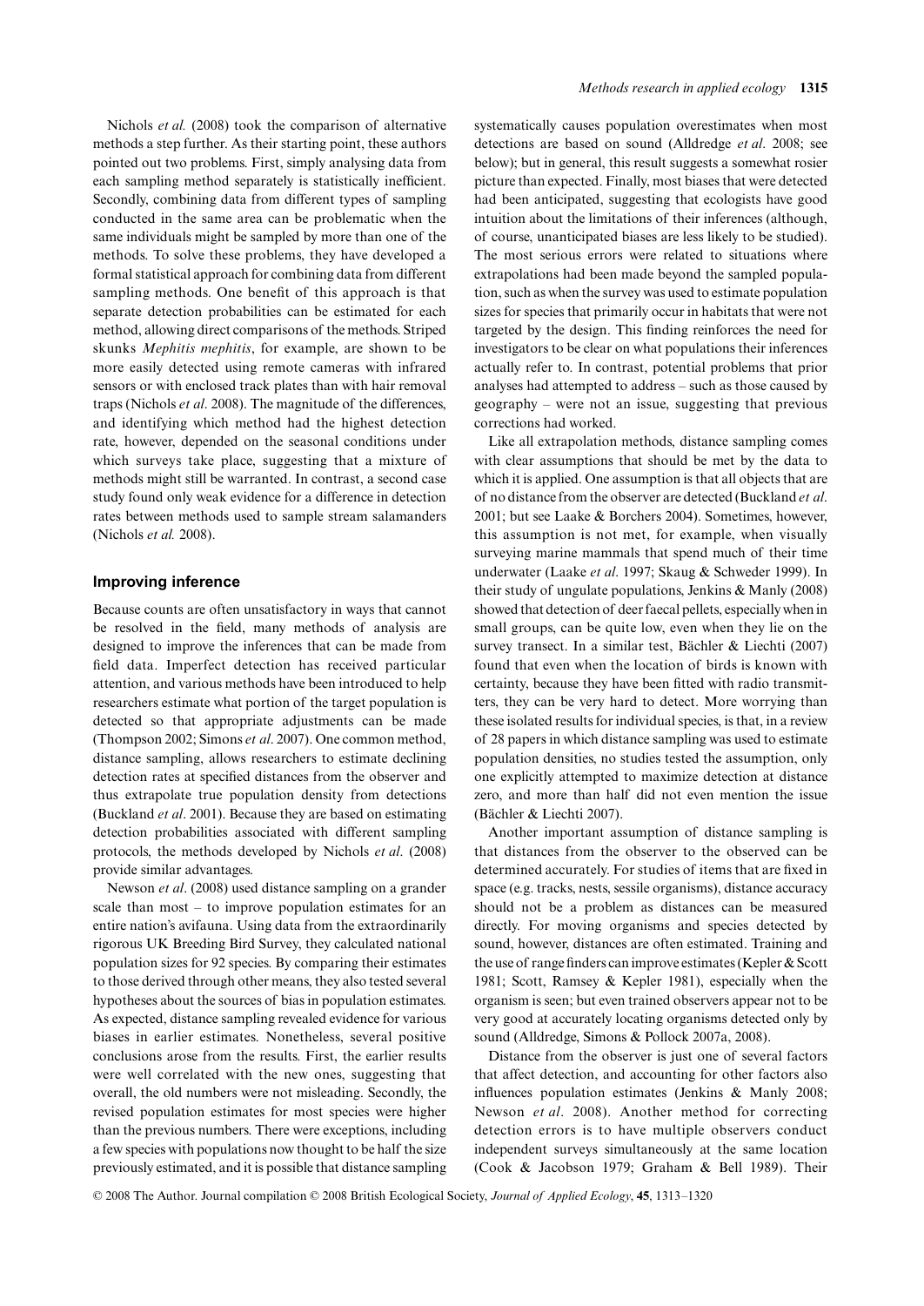Nichols *et al.* (2008) took the comparison of alternative methods a step further. As their starting point, these authors pointed out two problems. First, simply analysing data from each sampling method separately is statistically inefficient. Secondly, combining data from different types of sampling conducted in the same area can be problematic when the same individuals might be sampled by more than one of the methods. To solve these problems, they have developed a formal statistical approach for combining data from different sampling methods. One benefit of this approach is that separate detection probabilities can be estimated for each method, allowing direct comparisons of the methods. Striped skunks *Mephitis mephitis*, for example, are shown to be more easily detected using remote cameras with infrared sensors or with enclosed track plates than with hair removal traps (Nichols *et al*. 2008). The magnitude of the differences, and identifying which method had the highest detection rate, however, depended on the seasonal conditions under which surveys take place, suggesting that a mixture of methods might still be warranted. In contrast, a second case study found only weak evidence for a difference in detection rates between methods used to sample stream salamanders (Nichols *et al.* 2008).

## Improving inference

Because counts are often unsatisfactory in ways that cannot be resolved in the field, many methods of analysis are designed to improve the inferences that can be made from field data. Imperfect detection has received particular attention, and various methods have been introduced to help researchers estimate what portion of the target population is detected so that appropriate adjustments can be made (Thompson 2002; Simons *et al*. 2007). One common method, distance sampling, allows researchers to estimate declining detection rates at specified distances from the observer and thus extrapolate true population density from detections (Buckland *et al*. 2001). Because they are based on estimating detection probabilities associated with different sampling protocols, the methods developed by Nichols *et al*. (2008) provide similar advantages.

Newson *et al*. (2008) used distance sampling on a grander scale than most – to improve population estimates for an entire nation's avifauna. Using data from the extraordinarily rigorous UK Breeding Bird Survey, they calculated national population sizes for 92 species. By comparing their estimates to those derived through other means, they also tested several hypotheses about the sources of bias in population estimates. As expected, distance sampling revealed evidence for various biases in earlier estimates. Nonetheless, several positive conclusions arose from the results. First, the earlier results were well correlated with the new ones, suggesting that overall, the old numbers were not misleading. Secondly, the revised population estimates for most species were higher than the previous numbers. There were exceptions, including a few species with populations now thought to be half the size previously estimated, and it is possible that distance sampling systematically causes population overestimates when most detections are based on sound (Alldredge *et al*. 2008; see below); but in general, this result suggests a somewhat rosier picture than expected. Finally, most biases that were detected had been anticipated, suggesting that ecologists have good intuition about the limitations of their inferences (although, of course, unanticipated biases are less likely to be studied). The most serious errors were related to situations where extrapolations had been made beyond the sampled population, such as when the survey was used to estimate population sizes for species that primarily occur in habitats that were not targeted by the design. This finding reinforces the need for investigators to be clear on what populations their inferences actually refer to. In contrast, potential problems that prior analyses had attempted to address – such as those caused by geography – were not an issue, suggesting that previous corrections had worked.

Like all extrapolation methods, distance sampling comes with clear assumptions that should be met by the data to which it is applied. One assumption is that all objects that are of no distance from the observer are detected (Buckland *et al*. 2001; but see Laake & Borchers 2004). Sometimes, however, this assumption is not met, for example, when visually surveying marine mammals that spend much of their time underwater (Laake *et al*. 1997; Skaug & Schweder 1999). In their study of ungulate populations, Jenkins & Manly (2008) showed that detection of deer faecal pellets, especially when in small groups, can be quite low, even when they lie on the survey transect. In a similar test, Bächler & Liechti (2007) found that even when the location of birds is known with certainty, because they have been fitted with radio transmitters, they can be very hard to detect. More worrying than these isolated results for individual species, is that, in a review of 28 papers in which distance sampling was used to estimate population densities, no studies tested the assumption, only one explicitly attempted to maximize detection at distance zero, and more than half did not even mention the issue (Bächler & Liechti 2007).

Another important assumption of distance sampling is that distances from the observer to the observed can be determined accurately. For studies of items that are fixed in space (e.g. tracks, nests, sessile organisms), distance accuracy should not be a problem as distances can be measured directly. For moving organisms and species detected by sound, however, distances are often estimated. Training and the use of range finders can improve estimates (Kepler & Scott 1981; Scott, Ramsey & Kepler 1981), especially when the organism is seen; but even trained observers appear not to be very good at accurately locating organisms detected only by sound (Alldredge, Simons & Pollock 2007a, 2008).

Distance from the observer is just one of several factors that affect detection, and accounting for other factors also influences population estimates (Jenkins & Manly 2008; Newson *et al*. 2008). Another method for correcting detection errors is to have multiple observers conduct independent surveys simultaneously at the same location (Cook & Jacobson 1979; Graham & Bell 1989). Their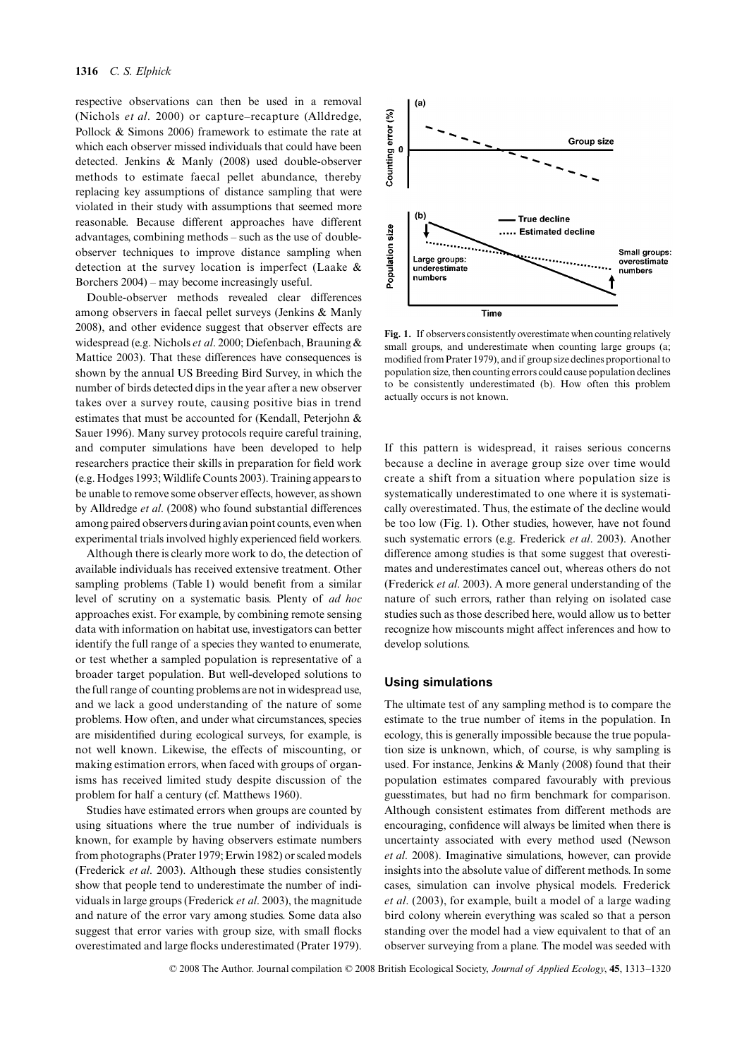respective observations can then be used in a removal (Nichols *et al*. 2000) or capture–recapture (Alldredge, Pollock & Simons 2006) framework to estimate the rate at which each observer missed individuals that could have been detected. Jenkins & Manly (2008) used double-observer methods to estimate faecal pellet abundance, thereby replacing key assumptions of distance sampling that were violated in their study with assumptions that seemed more reasonable. Because different approaches have different advantages, combining methods – such as the use of double-observer techniques to improve distance sampling when detection at the survey location is imperfect (Laake & Borchers 2004) – may become increasingly useful.

Double-observer methods revealed clear differences among observers in faecal pellet surveys (Jenkins & Manly 2008), and other evidence suggest that observer effects are widespread (e.g. Nichols *et al*. 2000; Diefenbach, Brauning & Mattice 2003). That these differences have consequences is shown by the annual US Breeding Bird Survey, in which the number of birds detected dips in the year after a new observer takes over a survey route, causing positive bias in trend estimates that must be accounted for (Kendall, Peterjohn & Sauer 1996). Many survey protocols require careful training, and computer simulations have been developed to help researchers practice their skills in preparation for field work (e.g. Hodges 1993; Wildlife Counts 2003). Training appears to be unable to remove some observer effects, however, as shown by Alldredge *et al*. (2008) who found substantial differences among paired observers during avian point counts, even when experimental trials involved highly experienced field workers.

Although there is clearly more work to do, the detection of available individuals has received extensive treatment. Other sampling problems (Table 1) would benefit from a similar level of scrutiny on a systematic basis. Plenty of *ad hoc* approaches exist. For example, by combining remote sensing data with information on habitat use, investigators can better identify the full range of a species they wanted to enumerate, or test whether a sampled population is representative of a broader target population. But well-developed solutions to the full range of counting problems are not in widespread use, and we lack a good understanding of the nature of some problems. How often, and under what circumstances, species are misidentified during ecological surveys, for example, is not well known. Likewise, the effects of miscounting, or making estimation errors, when faced with groups of organisms has received limited study despite discussion of the problem for half a century (cf. Matthews 1960).

Studies have estimated errors when groups are counted by using situations where the true number of individuals is known, for example by having observers estimate numbers from photographs (Prater 1979; Erwin 1982) or scaled models (Frederick *et al*. 2003). Although these studies consistently show that people tend to underestimate the number of individuals in large groups (Frederick *et al*. 2003), the magnitude and nature of the error vary among studies. Some data also suggest that error varies with group size, with small flocks overestimated and large flocks underestimated (Prater 1979).

**Fig. 1.** If observers consistently overestimate when counting relatively small groups, and underestimate when counting large groups (a; modified from Prater 1979), and if group size declines proportional to population size, then counting errors could cause population declines to be consistently underestimated (b). How often this problem actually occurs is not known.

If this pattern is widespread, it raises serious concerns because a decline in average group size over time would create a shift from a situation where population size is systematically underestimated to one where it is systematically overestimated. Thus, the estimate of the decline would be too low (Fig. 1). Other studies, however, have not found such systematic errors (e.g. Frederick *et al*. 2003). Another difference among studies is that some suggest that overestimates and underestimates cancel out, whereas others do not (Frederick *et al*. 2003). A more general understanding of the nature of such errors, rather than relying on isolated case studies such as those described here, would allow us to better recognize how miscounts might affect inferences and how to develop solutions.

## Using simulations

The ultimate test of any sampling method is to compare the estimate to the true number of items in the population. In ecology, this is generally impossible because the true population size is unknown, which, of course, is why sampling is used. For instance, Jenkins & Manly (2008) found that their population estimates compared favourably with previous guesstimates, but had no firm benchmark for comparison. Although consistent estimates from different methods are encouraging, confidence will always be limited when there is uncertainty associated with every method used (Newson *et al*. 2008). Imaginative simulations, however, can provide insights into the absolute value of different methods. In some cases, simulation can involve physical models. Frederick *et al*. (2003), for example, built a model of a large wading bird colony wherein everything was scaled so that a person standing over the model had a view equivalent to that of an observer surveying from a plane. The model was seeded with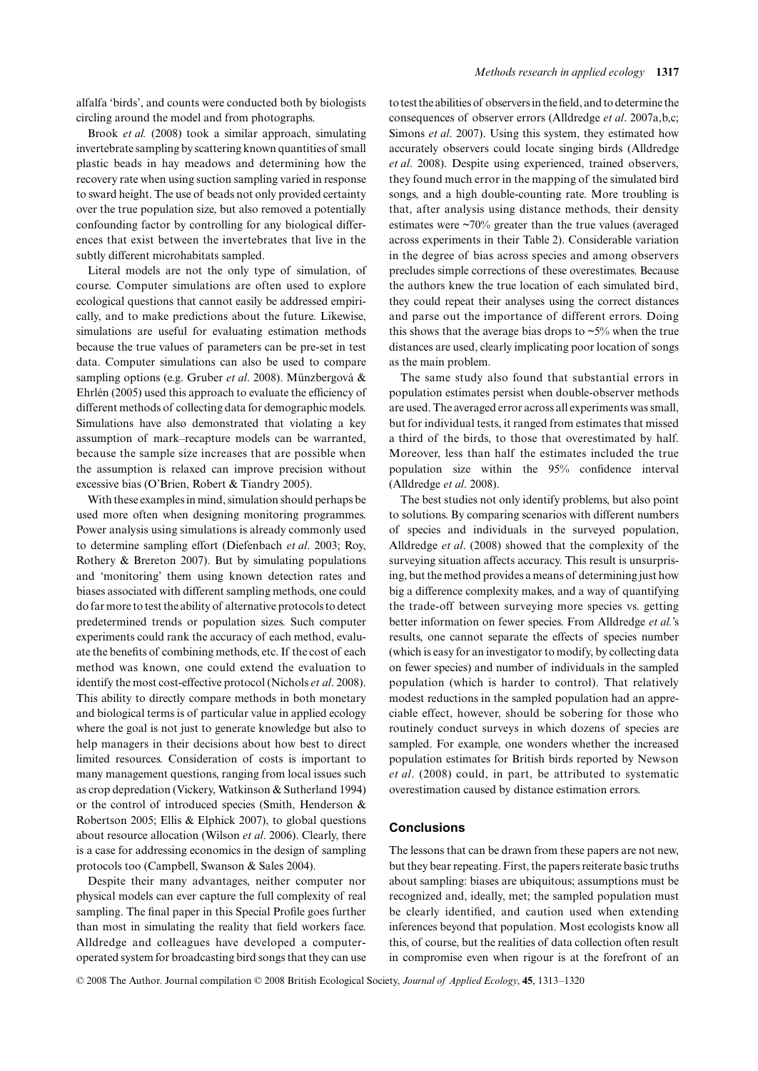alfalfa 'birds', and counts were conducted both by biologists circling around the model and from photographs.

Brook *et al.* (2008) took a similar approach, simulating invertebrate sampling by scattering known quantities of small plastic beads in hay meadows and determining how the recovery rate when using suction sampling varied in response to sward height. The use of beads not only provided certainty over the true population size, but also removed a potentially confounding factor by controlling for any biological differences that exist between the invertebrates that live in the subtly different microhabitats sampled.

Literal models are not the only type of simulation, of course. Computer simulations are often used to explore ecological questions that cannot easily be addressed empirically, and to make predictions about the future. Likewise, simulations are useful for evaluating estimation methods because the true values of parameters can be pre-set in test data. Computer simulations can also be used to compare sampling options (e.g. Gruber *et al*. 2008). Münzbergová & Ehrlén (2005) used this approach to evaluate the efficiency of different methods of collecting data for demographic models. Simulations have also demonstrated that violating a key assumption of mark–recapture models can be warranted, because the sample size increases that are possible when the assumption is relaxed can improve precision without excessive bias (O'Brien, Robert & Tiandry 2005).

With these examples in mind, simulation should perhaps be used more often when designing monitoring programmes. Power analysis using simulations is already commonly used to determine sampling effort (Diefenbach *et al*. 2003; Roy, Rothery & Brereton 2007). But by simulating populations and 'monitoring' them using known detection rates and biases associated with different sampling methods, one could do far more to test the ability of alternative protocols to detect predetermined trends or population sizes. Such computer experiments could rank the accuracy of each method, evaluate the benefits of combining methods, etc. If the cost of each method was known, one could extend the evaluation to identify the most cost-effective protocol (Nichols *et al*. 2008). This ability to directly compare methods in both monetary and biological terms is of particular value in applied ecology where the goal is not just to generate knowledge but also to help managers in their decisions about how best to direct limited resources. Consideration of costs is important to many management questions, ranging from local issues such as crop depredation (Vickery, Watkinson & Sutherland 1994) or the control of introduced species (Smith, Henderson & Robertson 2005; Ellis & Elphick 2007), to global questions about resource allocation (Wilson *et al*. 2006). Clearly, there is a case for addressing economics in the design of sampling protocols too (Campbell, Swanson & Sales 2004).

Despite their many advantages, neither computer nor physical models can ever capture the full complexity of real sampling. The final paper in this Special Profile goes further than most in simulating the reality that field workers face. Alldredge and colleagues have developed a computer-operated system for broadcasting bird songs that they can use to test the abilities of observers in the field, and to determine the consequences of observer errors (Alldredge *et al*. 2007a,b,c; Simons *et al*. 2007). Using this system, they estimated how accurately observers could locate singing birds (Alldredge *et al*. 2008). Despite using experienced, trained observers, they found much error in the mapping of the simulated bird songs, and a high double-counting rate. More troubling is that, after analysis using distance methods, their density estimates were ~70% greater than the true values (averaged across experiments in their Table 2). Considerable variation in the degree of bias across species and among observers precludes simple corrections of these overestimates. Because the authors knew the true location of each simulated bird, they could repeat their analyses using the correct distances and parse out the importance of different errors. Doing this shows that the average bias drops to ~5% when the true distances are used, clearly implicating poor location of songs as the main problem.

The same study also found that substantial errors in population estimates persist when double-observer methods are used. The averaged error across all experiments was small, but for individual tests, it ranged from estimates that missed a third of the birds, to those that overestimated by half. Moreover, less than half the estimates included the true population size within the 95% confidence interval (Alldredge *et al*. 2008).

The best studies not only identify problems, but also point to solutions. By comparing scenarios with different numbers of species and individuals in the surveyed population, Alldredge *et al*. (2008) showed that the complexity of the surveying situation affects accuracy. This result is unsurprising, but the method provides a means of determining just how big a difference complexity makes, and a way of quantifying the trade-off between surveying more species vs. getting better information on fewer species. From Alldredge *et al.*'s results, one cannot separate the effects of species number (which is easy for an investigator to modify, by collecting data on fewer species) and number of individuals in the sampled population (which is harder to control). That relatively modest reductions in the sampled population had an appreciable effect, however, should be sobering for those who routinely conduct surveys in which dozens of species are sampled. For example, one wonders whether the increased population estimates for British birds reported by Newson *et al*. (2008) could, in part, be attributed to systematic overestimation caused by distance estimation errors.

## Conclusions

The lessons that can be drawn from these papers are not new, but they bear repeating. First, the papers reiterate basic truths about sampling: biases are ubiquitous; assumptions must be recognized and, ideally, met; the sampled population must be clearly identified, and caution used when extending inferences beyond that population. Most ecologists know all this, of course, but the realities of data collection often result in compromise even when rigour is at the forefront of an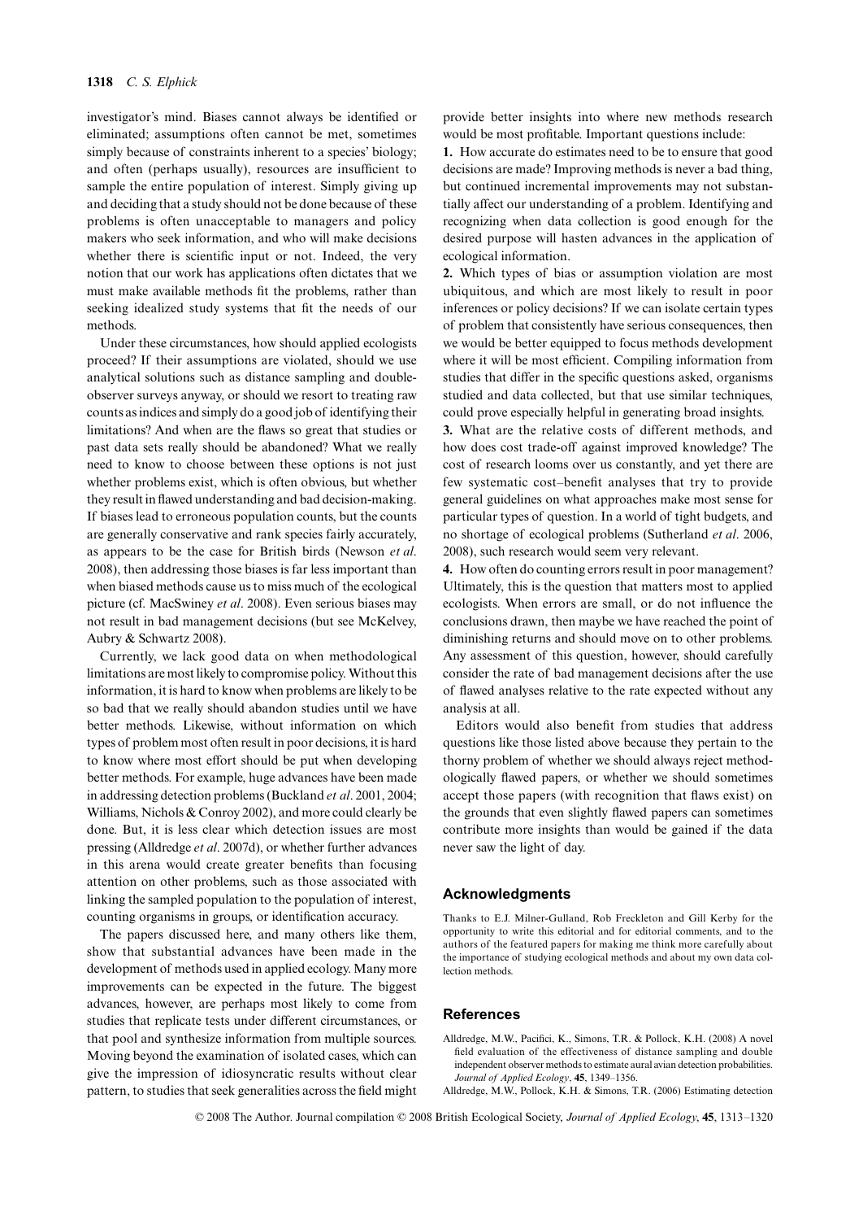investigator's mind. Biases cannot always be identified or eliminated; assumptions often cannot be met, sometimes simply because of constraints inherent to a species' biology; and often (perhaps usually), resources are insufficient to sample the entire population of interest. Simply giving up and deciding that a study should not be done because of these problems is often unacceptable to managers and policy makers who seek information, and who will make decisions whether there is scientific input or not. Indeed, the very notion that our work has applications often dictates that we must make available methods fit the problems, rather than seeking idealized study systems that fit the needs of our methods.

Under these circumstances, how should applied ecologists proceed? If their assumptions are violated, should we use analytical solutions such as distance sampling and double-observer surveys anyway, or should we resort to treating raw counts as indices and simply do a good job of identifying their limitations? And when are the flaws so great that studies or past data sets really should be abandoned? What we really need to know to choose between these options is not just whether problems exist, which is often obvious, but whether they result in flawed understanding and bad decision-making. If biases lead to erroneous population counts, but the counts are generally conservative and rank species fairly accurately, as appears to be the case for British birds (Newson *et al*. 2008), then addressing those biases is far less important than when biased methods cause us to miss much of the ecological picture (cf. MacSwiney *et al*. 2008). Even serious biases may not result in bad management decisions (but see McKelvey, Aubry & Schwartz 2008).

Currently, we lack good data on when methodological limitations are most likely to compromise policy. Without this information, it is hard to know when problems are likely to be so bad that we really should abandon studies until we have better methods. Likewise, without information on which types of problem most often result in poor decisions, it is hard to know where most effort should be put when developing better methods. For example, huge advances have been made in addressing detection problems (Buckland *et al*. 2001, 2004; Williams, Nichols & Conroy 2002), and more could clearly be done. But, it is less clear which detection issues are most pressing (Alldredge *et al*. 2007d), or whether further advances in this arena would create greater benefits than focusing attention on other problems, such as those associated with linking the sampled population to the population of interest, counting organisms in groups, or identification accuracy.

The papers discussed here, and many others like them, show that substantial advances have been made in the development of methods used in applied ecology. Many more improvements can be expected in the future. The biggest advances, however, are perhaps most likely to come from studies that replicate tests under different circumstances, or that pool and synthesize information from multiple sources. Moving beyond the examination of isolated cases, which can give the impression of idiosyncratic results without clear pattern, to studies that seek generalities across the field might provide better insights into where new methods research would be most profitable. Important questions include:

**1.** How accurate do estimates need to be to ensure that good decisions are made? Improving methods is never a bad thing, but continued incremental improvements may not substantially affect our understanding of a problem. Identifying and recognizing when data collection is good enough for the desired purpose will hasten advances in the application of ecological information.

**2.** Which types of bias or assumption violation are most ubiquitous, and which are most likely to result in poor inferences or policy decisions? If we can isolate certain types of problem that consistently have serious consequences, then we would be better equipped to focus methods development where it will be most efficient. Compiling information from studies that differ in the specific questions asked, organisms studied and data collected, but that use similar techniques, could prove especially helpful in generating broad insights.

**3.** What are the relative costs of different methods, and how does cost trade-off against improved knowledge? The cost of research looms over us constantly, and yet there are few systematic cost–benefit analyses that try to provide general guidelines on what approaches make most sense for particular types of question. In a world of tight budgets, and no shortage of ecological problems (Sutherland *et al*. 2006, 2008), such research would seem very relevant.

**4.** How often do counting errors result in poor management? Ultimately, this is the question that matters most to applied ecologists. When errors are small, or do not influence the conclusions drawn, then maybe we have reached the point of diminishing returns and should move on to other problems. Any assessment of this question, however, should carefully consider the rate of bad management decisions after the use of flawed analyses relative to the rate expected without any analysis at all.

Editors would also benefit from studies that address questions like those listed above because they pertain to the thorny problem of whether we should always reject methodologically flawed papers, or whether we should sometimes accept those papers (with recognition that flaws exist) on the grounds that even slightly flawed papers can sometimes contribute more insights than would be gained if the data never saw the light of day.

## Acknowledgments

Thanks to E.J. Milner-Gulland, Rob Freckleton and Gill Kerby for the opportunity to write this editorial and for editorial comments, and to the authors of the featured papers for making me think more carefully about the importance of studying ecological methods and about my own data collection methods.

## References

Alldredge, M.W., Pacifici, K., Simons, T.R. & Pollock, K.H. (2008) A novel field evaluation of the effectiveness of distance sampling and double independent observer methods to estimate aural avian detection probabilities. *Journal of Applied Ecology*, **45**, 1349–1356.

Alldredge, M.W., Pollock, K.H. & Simons, T.R. (2006) Estimating detection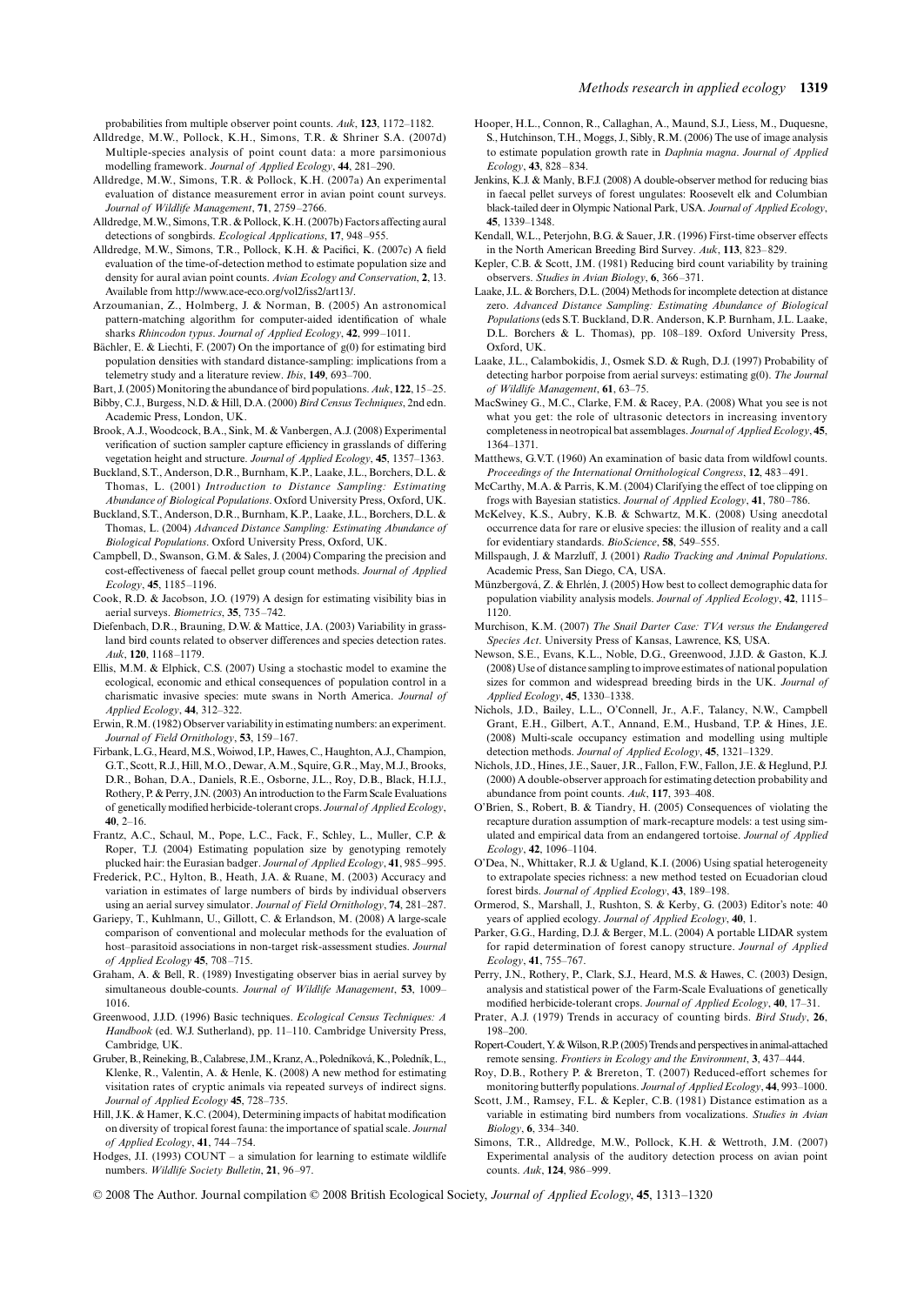probabilities from multiple observer point counts. *Auk*, **123**, 1172–1182.

Alldredge, M.W., Pollock, K.H., Simons, T.R. & Shriner S.A. (2007d) Multiple-species analysis of point count data: a more parsimonious modelling framework. *Journal of Applied Ecology*, **44**, 281–290.

Alldredge, M.W., Simons, T.R. & Pollock, K.H. (2007a) An experimental evaluation of distance measurement error in avian point count surveys. *Journal of Wildlife Management*, **71**, 2759–2766.

Alldredge, M.W., Simons, T.R. & Pollock, K.H. (2007b) Factors affecting aural detections of songbirds. *Ecological Applications*, **17**, 948–955.

Alldredge, M.W., Simons, T.R., Pollock, K.H. & Pacifici, K. (2007c) A field evaluation of the time-of-detection method to estimate population size and density for aural avian point counts. *Avian Ecology and Conservation*, **2**, 13. Available from http://www.ace-eco.org/vol2/iss2/art13/.

Arzoumanian, Z., Holmberg, J. & Norman, B. (2005) An astronomical pattern-matching algorithm for computer-aided identification of whale sharks *Rhincodon typus*. *Journal of Applied Ecology*, **42**, 999–1011.

Bächler, E. & Liechti, F. (2007) On the importance of g(0) for estimating bird population densities with standard distance-sampling: implications from a telemetry study and a literature review. *Ibis*, **149**, 693–700.

Bart, J. (2005) Monitoring the abundance of bird populations. *Auk*, **122**, 15–25.

Bibby, C.J., Burgess, N.D. & Hill, D.A. (2000) *Bird Census Techniques*, 2nd edn. Academic Press, London, UK.

Brook, A.J., Woodcock, B.A., Sink, M. & Vanbergen, A.J. (2008) Experimental verification of suction sampler capture efficiency in grasslands of differing vegetation height and structure. *Journal of Applied Ecology*, **45**, 1357–1363.

Buckland, S.T., Anderson, D.R., Burnham, K.P., Laake, J.L., Borchers, D.L. & Thomas, L. (2001) *Introduction to Distance Sampling: Estimating Abundance of Biological Populations*. Oxford University Press, Oxford, UK.

Buckland, S.T., Anderson, D.R., Burnham, K.P., Laake, J.L., Borchers, D.L. & Thomas, L. (2004) *Advanced Distance Sampling: Estimating Abundance of Biological Populations*. Oxford University Press, Oxford, UK.

Campbell, D., Swanson, G.M. & Sales, J. (2004) Comparing the precision and cost-effectiveness of faecal pellet group count methods. *Journal of Applied Ecology*, **45**, 1185–1196.

Cook, R.D. & Jacobson, J.O. (1979) A design for estimating visibility bias in aerial surveys. *Biometrics*, **35**, 735–742.

Diefenbach, D.R., Brauning, D.W. & Mattice, J.A. (2003) Variability in grassland bird counts related to observer differences and species detection rates. *Auk*, **120**, 1168–1179.

Ellis, M.M. & Elphick, C.S. (2007) Using a stochastic model to examine the ecological, economic and ethical consequences of population control in a charismatic invasive species: mute swans in North America. *Journal of Applied Ecology*, **44**, 312–322.

Erwin, R.M. (1982) Observer variability in estimating numbers: an experiment. *Journal of Field Ornithology*, **53**, 159–167.

Firbank, L.G., Heard, M.S., Woiwod, I.P., Hawes, C., Haughton, A.J., Champion, G.T., Scott, R.J., Hill, M.O., Dewar, A.M., Squire, G.R., May, M.J., Brooks, D.R., Bohan, D.A., Daniels, R.E., Osborne, J.L., Roy, D.B., Black, H.I.J., Rothery, P. & Perry, J.N. (2003) An introduction to the Farm Scale Evaluations of genetically modified herbicide-tolerant crops. *Journal of Applied Ecology*, **40**, 2–16.

Frantz, A.C., Schaul, M., Pope, L.C., Fack, F., Schley, L., Muller, C.P. & Roper, T.J. (2004) Estimating population size by genotyping remotely plucked hair: the Eurasian badger. *Journal of Applied Ecology*, **41**, 985–995.

Frederick, P.C., Hylton, B., Heath, J.A. & Ruane, M. (2003) Accuracy and variation in estimates of large numbers of birds by individual observers using an aerial survey simulator. *Journal of Field Ornithology*, **74**, 281–287.

Gariepy, T., Kuhlmann, U., Gillott, C. & Erlandson, M. (2008) A large-scale comparison of conventional and molecular methods for the evaluation of host–parasitoid associations in non-target risk-assessment studies. *Journal of Applied Ecology* **45**, 708–715.

Graham, A. & Bell, R. (1989) Investigating observer bias in aerial survey by simultaneous double-counts. *Journal of Wildlife Management*, **53**, 1009–1016.

Greenwood, J.J.D. (1996) Basic techniques. *Ecological Census Techniques: A Handbook* (ed. W.J. Sutherland), pp. 11–110. Cambridge University Press, Cambridge, UK.

Gruber, B., Reineking, B., Calabrese, J.M., Kranz, A., Poledníková, K., Poledník, L., Klenke, R., Valentin, A. & Henle, K. (2008) A new method for estimating visitation rates of cryptic animals via repeated surveys of indirect signs. *Journal of Applied Ecology* **45**, 728–735.

Hill, J.K. & Hamer, K.C. (2004), Determining impacts of habitat modification on diversity of tropical forest fauna: the importance of spatial scale. *Journal of Applied Ecology*, **41**, 744–754.

Hodges, J.I. (1993) COUNT – a simulation for learning to estimate wildlife numbers. *Wildlife Society Bulletin*, **21**, 96–97.

Hooper, H.L., Connon, R., Callaghan, A., Maund, S.J., Liess, M., Duquesne, S., Hutchinson, T.H., Moggs, J., Sibly, R.M. (2006) The use of image analysis to estimate population growth rate in *Daphnia magna*. *Journal of Applied Ecology*, **43**, 828–834.

Jenkins, K.J. & Manly, B.F.J. (2008) A double-observer method for reducing bias in faecal pellet surveys of forest ungulates: Roosevelt elk and Columbian black-tailed deer in Olympic National Park, USA. *Journal of Applied Ecology*, **45**, 1339–1348.

Kendall, W.L., Peterjohn, B.G. & Sauer, J.R. (1996) First-time observer effects in the North American Breeding Bird Survey. *Auk*, **113**, 823–829.

Kepler, C.B. & Scott, J.M. (1981) Reducing bird count variability by training observers. *Studies in Avian Biology*, **6**, 366–371.

Laake, J.L. & Borchers, D.L. (2004) Methods for incomplete detection at distance zero. *Advanced Distance Sampling: Estimating Abundance of Biological Populations* (eds S.T. Buckland, D.R. Anderson, K.P. Burnham, J.L. Laake, D.L. Borchers & L. Thomas), pp. 108–189. Oxford University Press, Oxford, UK.

Laake, J.L., Calambokidis, J., Osmek S.D. & Rugh, D.J. (1997) Probability of detecting harbor porpoise from aerial surveys: estimating g(0). *The Journal of Wildlife Management*, **61**, 63–75.

MacSwiney G., M.C., Clarke, F.M. & Racey, P.A. (2008) What you see is not what you get: the role of ultrasonic detectors in increasing inventory completeness in neotropical bat assemblages. *Journal of Applied Ecology*, **45**, 1364–1371.

Matthews, G.V.T. (1960) An examination of basic data from wildfowl counts. *Proceedings of the International Ornithological Congress*, **12**, 483–491.

McCarthy, M.A. & Parris, K.M. (2004) Clarifying the effect of toe clipping on frogs with Bayesian statistics. *Journal of Applied Ecology*, **41**, 780–786.

McKelvey, K.S., Aubry, K.B. & Schwartz, M.K. (2008) Using anecdotal occurrence data for rare or elusive species: the illusion of reality and a call for evidentiary standards. *BioScience*, **58**, 549–555.

Millspaugh, J. & Marzluff, J. (2001) *Radio Tracking and Animal Populations*. Academic Press, San Diego, CA, USA.

Münzbergová, Z. & Ehrlén, J. (2005) How best to collect demographic data for population viability analysis models. *Journal of Applied Ecology*, **42**, 1115–1120.

Murchison, K.M. (2007) *The Snail Darter Case: TVA versus the Endangered Species Act*. University Press of Kansas, Lawrence, KS, USA.

Newson, S.E., Evans, K.L., Noble, D.G., Greenwood, J.J.D. & Gaston, K.J. (2008) Use of distance sampling to improve estimates of national population sizes for common and widespread breeding birds in the UK. *Journal of Applied Ecology*, **45**, 1330–1338.

Nichols, J.D., Bailey, L.L., O'Connell, Jr., A.F., Talancy, N.W., Campbell Grant, E.H., Gilbert, A.T., Annand, E.M., Husband, T.P. & Hines, J.E. (2008) Multi-scale occupancy estimation and modelling using multiple detection methods. *Journal of Applied Ecology*, **45**, 1321–1329.

Nichols, J.D., Hines, J.E., Sauer, J.R., Fallon, F.W., Fallon, J.E. & Heglund, P.J. (2000) A double-observer approach for estimating detection probability and abundance from point counts. *Auk*, **117**, 393–408.

O'Brien, S., Robert, B. & Tiandry, H. (2005) Consequences of violating the recapture duration assumption of mark-recapture models: a test using simulated and empirical data from an endangered tortoise. *Journal of Applied Ecology*, **42**, 1096–1104.

O'Dea, N., Whittaker, R.J. & Ugland, K.I. (2006) Using spatial heterogeneity to extrapolate species richness: a new method tested on Ecuadorian cloud forest birds. *Journal of Applied Ecology*, **43**, 189–198.

Ormerod, S., Marshall, J., Rushton, S. & Kerby, G. (2003) Editor's note: 40 years of applied ecology. *Journal of Applied Ecology*, **40**, 1.

Parker, G.G., Harding, D.J. & Berger, M.L. (2004) A portable LIDAR system for rapid determination of forest canopy structure. *Journal of Applied Ecology*, **41**, 755–767.

Perry, J.N., Rothery, P., Clark, S.J., Heard, M.S. & Hawes, C. (2003) Design, analysis and statistical power of the Farm-Scale Evaluations of genetically modified herbicide-tolerant crops. *Journal of Applied Ecology*, **40**, 17–31.

Prater, A.J. (1979) Trends in accuracy of counting birds. *Bird Study*, **26**, 198–200.

Ropert-Coudert, Y. & Wilson, R.P. (2005) Trends and perspectives in animal-attached remote sensing. *Frontiers in Ecology and the Environment*, **3**, 437–444.

Roy, D.B., Rothery P. & Brereton, T. (2007) Reduced-effort schemes for monitoring butterfly populations. *Journal of Applied Ecology*, **44**, 993–1000.

Scott, J.M., Ramsey, F.L. & Kepler, C.B. (1981) Distance estimation as a variable in estimating bird numbers from vocalizations. *Studies in Avian Biology*, **6**, 334–340.

Simons, T.R., Alldredge, M.W., Pollock, K.H. & Wettroth, J.M. (2007) Experimental analysis of the auditory detection process on avian point counts. *Auk*, **124**, 986–999.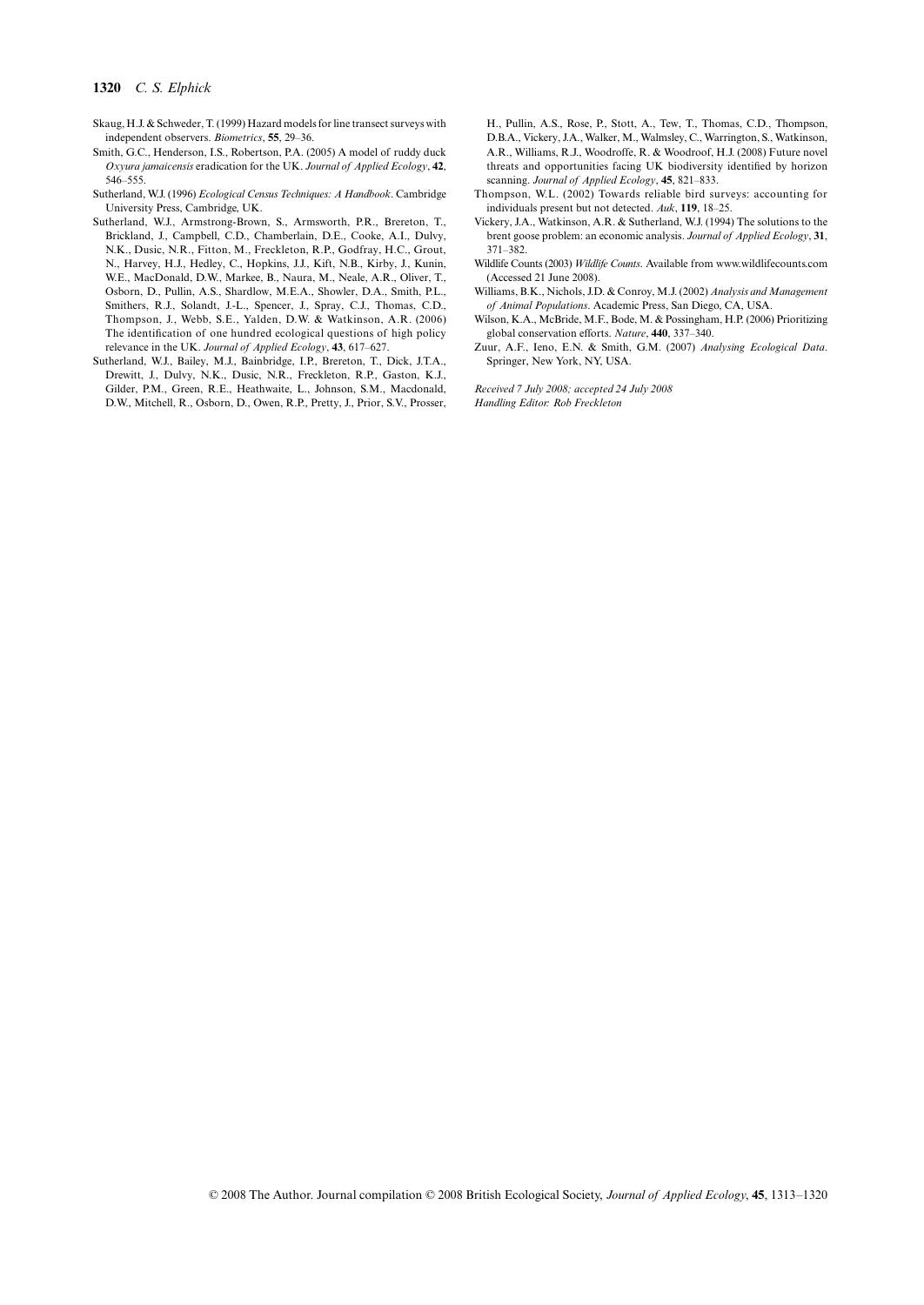Skaug, H.J. & Schweder, T. (1999) Hazard models for line transect surveys with independent observers. *Biometrics*, **55**, 29–36.

Smith, G.C., Henderson, I.S., Robertson, P.A. (2005) A model of ruddy duck *Oxyura jamaicensis* eradication for the UK. *Journal of Applied Ecology*, **42**, 546–555.

Sutherland, W.J. (1996) *Ecological Census Techniques: A Handbook*. Cambridge University Press, Cambridge, UK.

Sutherland, W.J., Armstrong-Brown, S., Armsworth, P.R., Brereton, T., Brickland, J., Campbell, C.D., Chamberlain, D.E., Cooke, A.I., Dulvy, N.K., Dusic, N.R., Fitton, M., Freckleton, R.P., Godfray, H.C., Grout, N., Harvey, H.J., Hedley, C., Hopkins, J.J., Kift, N.B., Kirby, J., Kunin, W.E., MacDonald, D.W., Markee, B., Naura, M., Neale, A.R., Oliver, T., Osborn, D., Pullin, A.S., Shardlow, M.E.A., Showler, D.A., Smith, P.L., Smithers, R.J., Solandt, J.-L., Spencer, J., Spray, C.J., Thomas, C.D., Thompson, J., Webb, S.E., Yalden, D.W. & Watkinson, A.R. (2006) The identification of one hundred ecological questions of high policy relevance in the UK. *Journal of Applied Ecology*, **43**, 617–627.

Sutherland, W.J., Bailey, M.J., Bainbridge, I.P., Brereton, T., Dick, J.T.A., Drewitt, J., Dulvy, N.K., Dusic, N.R., Freckleton, R.P., Gaston, K.J., Gilder, P.M., Green, R.E., Heathwaite, L., Johnson, S.M., Macdonald, D.W., Mitchell, R., Osborn, D., Owen, R.P., Pretty, J., Prior, S.V., Prosser, H., Pullin, A.S., Rose, P., Stott, A., Tew, T., Thomas, C.D., Thompson, D.B.A., Vickery, J.A., Walker, M., Walmsley, C., Warrington, S., Watkinson, A.R., Williams, R.J., Woodroffe, R. & Woodroof, H.J. (2008) Future novel threats and opportunities facing UK biodiversity identified by horizon scanning. *Journal of Applied Ecology*, **45**, 821–833.

Thompson, W.L. (2002) Towards reliable bird surveys: accounting for individuals present but not detected. *Auk*, **119**, 18–25.

Vickery, J.A., Watkinson, A.R. & Sutherland, W.J. (1994) The solutions to the brent goose problem: an economic analysis. *Journal of Applied Ecology*, **31**, 371–382.

Wildlife Counts (2003) *Wildlife Counts*. Available from www.wildlifecounts.com (Accessed 21 June 2008).

Williams, B.K., Nichols, J.D. & Conroy, M.J. (2002) *Analysis and Management of Animal Populations*. Academic Press, San Diego, CA, USA.

Wilson, K.A., McBride, M.F., Bode, M. & Possingham, H.P. (2006) Prioritizing global conservation efforts. *Nature*, **440**, 337–340.

Zuur, A.F., Ieno, E.N. & Smith, G.M. (2007) *Analysing Ecological Data*. Springer, New York, NY, USA.

*Received 7 July 2008; accepted 24 July 2008*
*Handling Editor: Rob Freckleton*